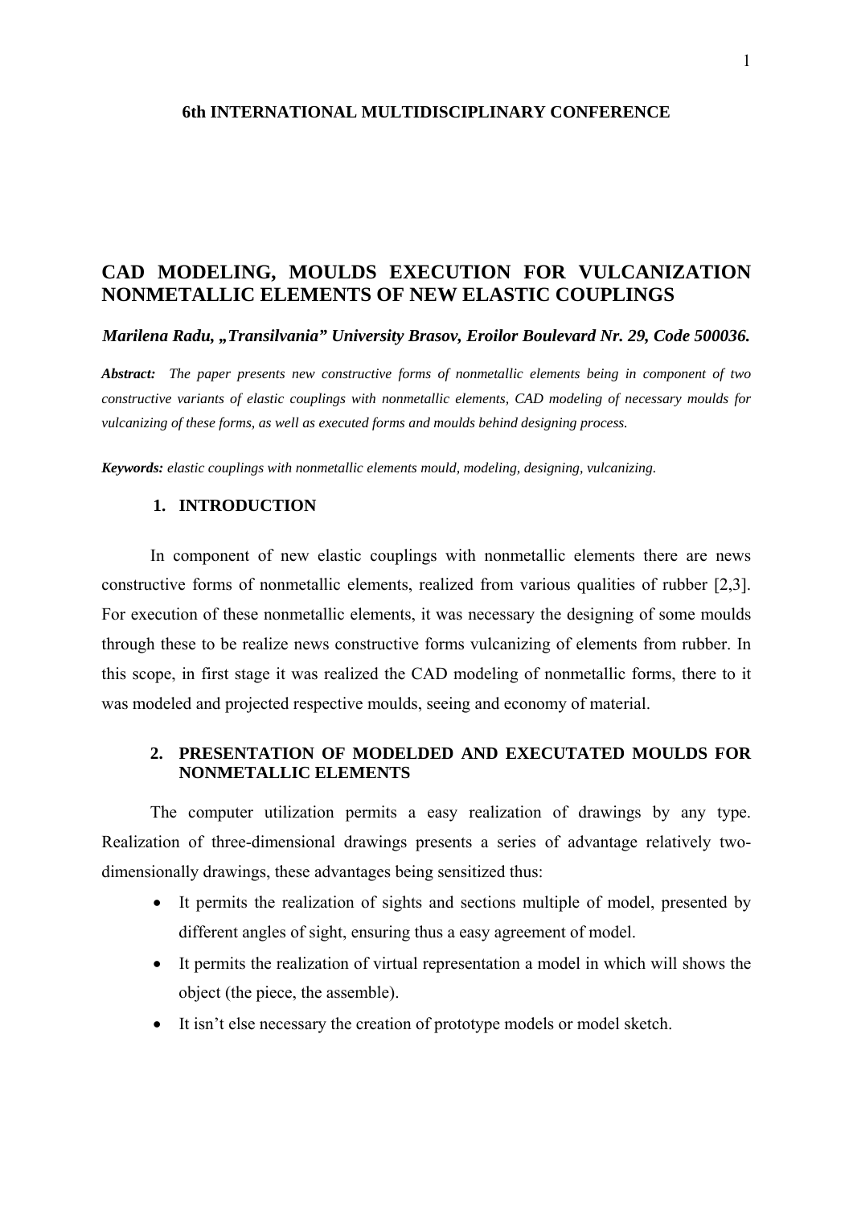**6th INTERNATIONAL MULTIDISCIPLINARY CONFERENCE**

# CAD MODELING, MOULDS EXECUTION FOR VULCANIZATION NONMETALLIC ELEMENTS OF NEW ELASTIC COUPLINGS

***Marilena Radu, „Transilvania" University Brasov, Eroilor Boulevard Nr. 29, Code 500036.***

***Abstract:*** *The paper presents new constructive forms of nonmetallic elements being in component of two constructive variants of elastic couplings with nonmetallic elements, CAD modeling of necessary moulds for vulcanizing of these forms, as well as executed forms and moulds behind designing process.*

***Keywords:*** *elastic couplings with nonmetallic elements mould, modeling, designing, vulcanizing.*

## 1. INTRODUCTION

In component of new elastic couplings with nonmetallic elements there are news constructive forms of nonmetallic elements, realized from various qualities of rubber [2,3]. For execution of these nonmetallic elements, it was necessary the designing of some moulds through these to be realize news constructive forms vulcanizing of elements from rubber. In this scope, in first stage it was realized the CAD modeling of nonmetallic forms, there to it was modeled and projected respective moulds, seeing and economy of material.

## 2. PRESENTATION OF MODELDED AND EXECUTATED MOULDS FOR NONMETALLIC ELEMENTS

The computer utilization permits a easy realization of drawings by any type. Realization of three-dimensional drawings presents a series of advantage relatively two-dimensionally drawings, these advantages being sensitized thus:

- It permits the realization of sights and sections multiple of model, presented by different angles of sight, ensuring thus a easy agreement of model.
- It permits the realization of virtual representation a model in which will shows the object (the piece, the assemble).
- It isn't else necessary the creation of prototype models or model sketch.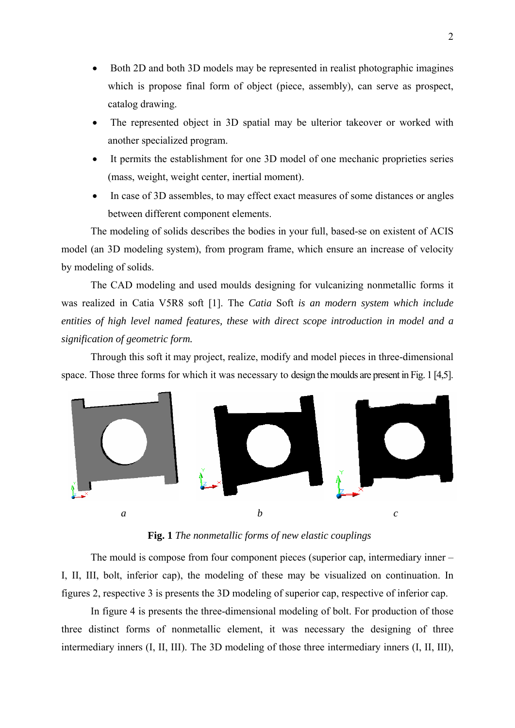- Both 2D and both 3D models may be represented in realist photographic imagines which is propose final form of object (piece, assembly), can serve as prospect, catalog drawing.
- The represented object in 3D spatial may be ulterior takeover or worked with another specialized program.
- It permits the establishment for one 3D model of one mechanic proprieties series (mass, weight, weight center, inertial moment).
- In case of 3D assembles, to may effect exact measures of some distances or angles between different component elements.

The modeling of solids describes the bodies in your full, based-se on existent of ACIS model (an 3D modeling system), from program frame, which ensure an increase of velocity by modeling of solids.

The CAD modeling and used moulds designing for vulcanizing nonmetallic forms it was realized in Catia V5R8 soft [1]. The *Catia* Soft *is an modern system which include entities of high level named features, these with direct scope introduction in model and a signification of geometric form.*

Through this soft it may project, realize, modify and model pieces in three-dimensional space. Those three forms for which it was necessary to design the moulds are present in Fig. 1 [4,5].

*a* *b* *c*

**Fig. 1** *The nonmetallic forms of new elastic couplings*

The mould is compose from four component pieces (superior cap, intermediary inner – I, II, III, bolt, inferior cap), the modeling of these may be visualized on continuation. In figures 2, respective 3 is presents the 3D modeling of superior cap, respective of inferior cap.

In figure 4 is presents the three-dimensional modeling of bolt. For production of those three distinct forms of nonmetallic element, it was necessary the designing of three intermediary inners (I, II, III). The 3D modeling of those three intermediary inners (I, II, III),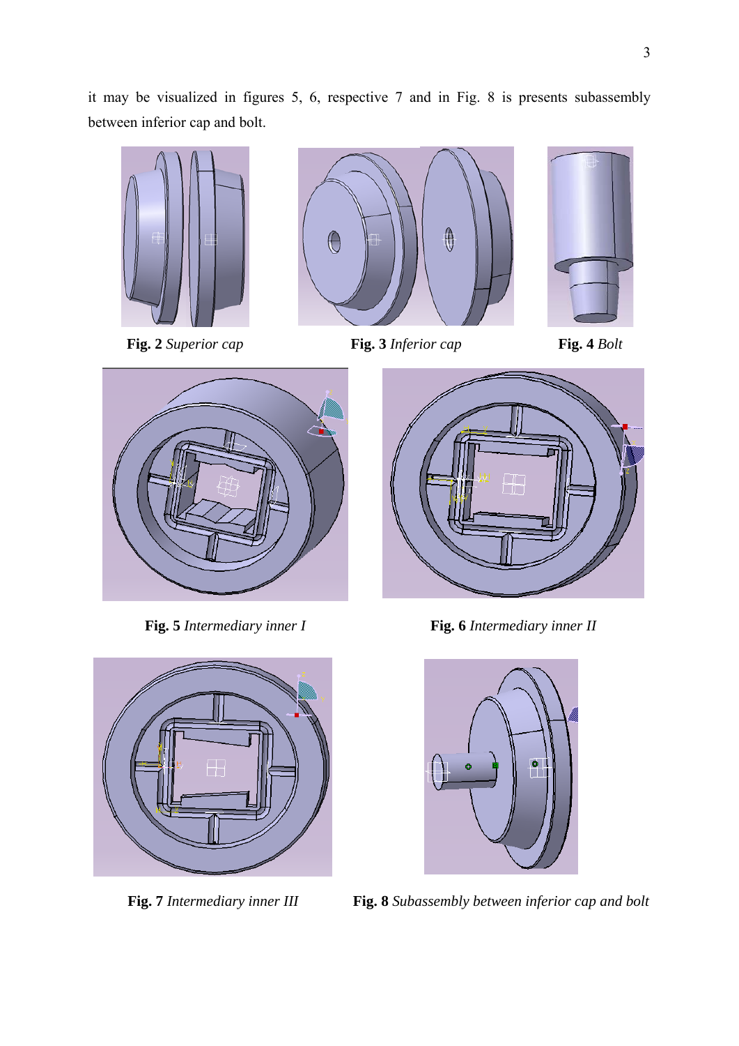it may be visualized in figures 5, 6, respective 7 and in Fig. 8 is presents subassembly between inferior cap and bolt.

**Fig. 2** *Superior cap*

**Fig. 3** *Inferior cap*

**Fig. 4** *Bolt*

**Fig. 5** *Intermediary inner I*

**Fig. 6** *Intermediary inner II*

**Fig. 7** *Intermediary inner III*

**Fig. 8** *Subassembly between inferior cap and bolt*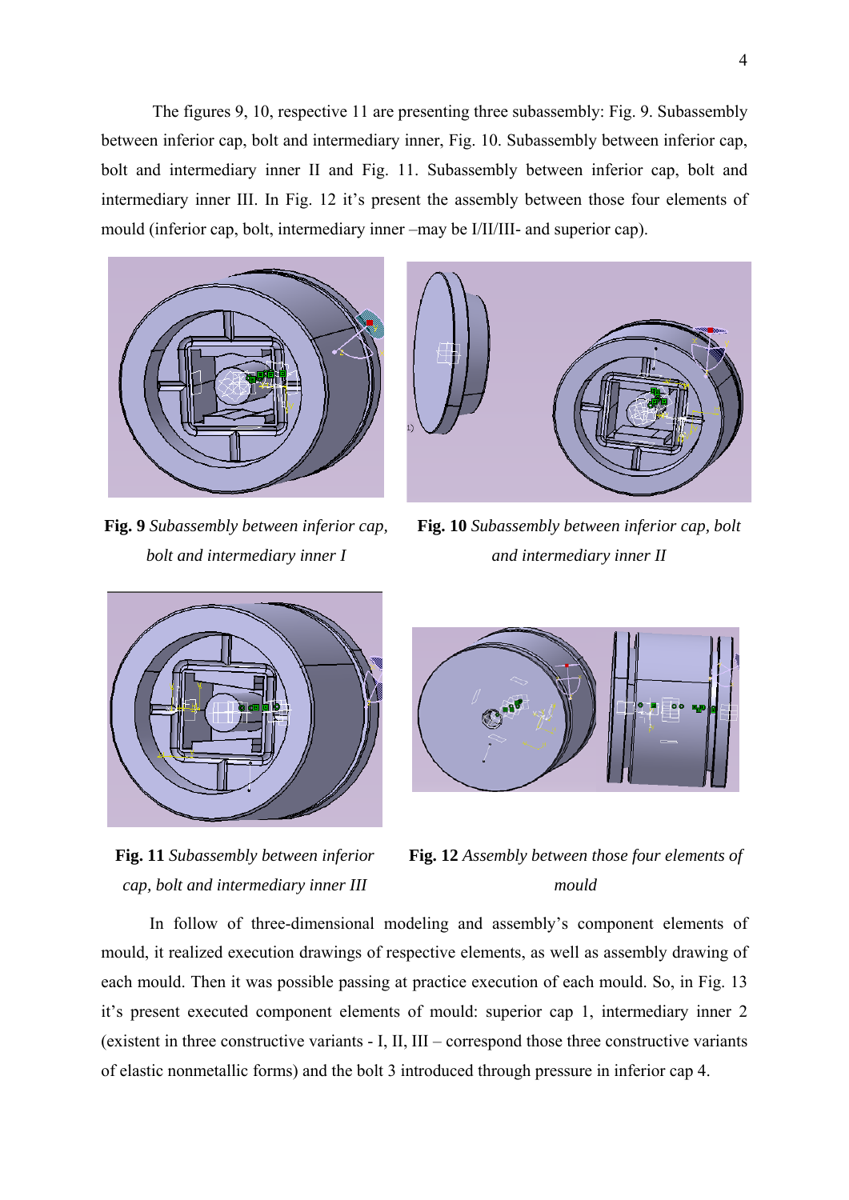The figures 9, 10, respective 11 are presenting three subassembly: Fig. 9. Subassembly between inferior cap, bolt and intermediary inner, Fig. 10. Subassembly between inferior cap, bolt and intermediary inner II and Fig. 11. Subassembly between inferior cap, bolt and intermediary inner III. In Fig. 12 it's present the assembly between those four elements of mould (inferior cap, bolt, intermediary inner –may be I/II/III- and superior cap).

**Fig. 9** *Subassembly between inferior cap, bolt and intermediary inner I*

**Fig. 10** *Subassembly between inferior cap, bolt and intermediary inner II*

**Fig. 11** *Subassembly between inferior cap, bolt and intermediary inner III*

**Fig. 12** *Assembly between those four elements of mould*

In follow of three-dimensional modeling and assembly's component elements of mould, it realized execution drawings of respective elements, as well as assembly drawing of each mould. Then it was possible passing at practice execution of each mould. So, in Fig. 13 it's present executed component elements of mould: superior cap 1, intermediary inner 2 (existent in three constructive variants - I, II, III – correspond those three constructive variants of elastic nonmetallic forms) and the bolt 3 introduced through pressure in inferior cap 4.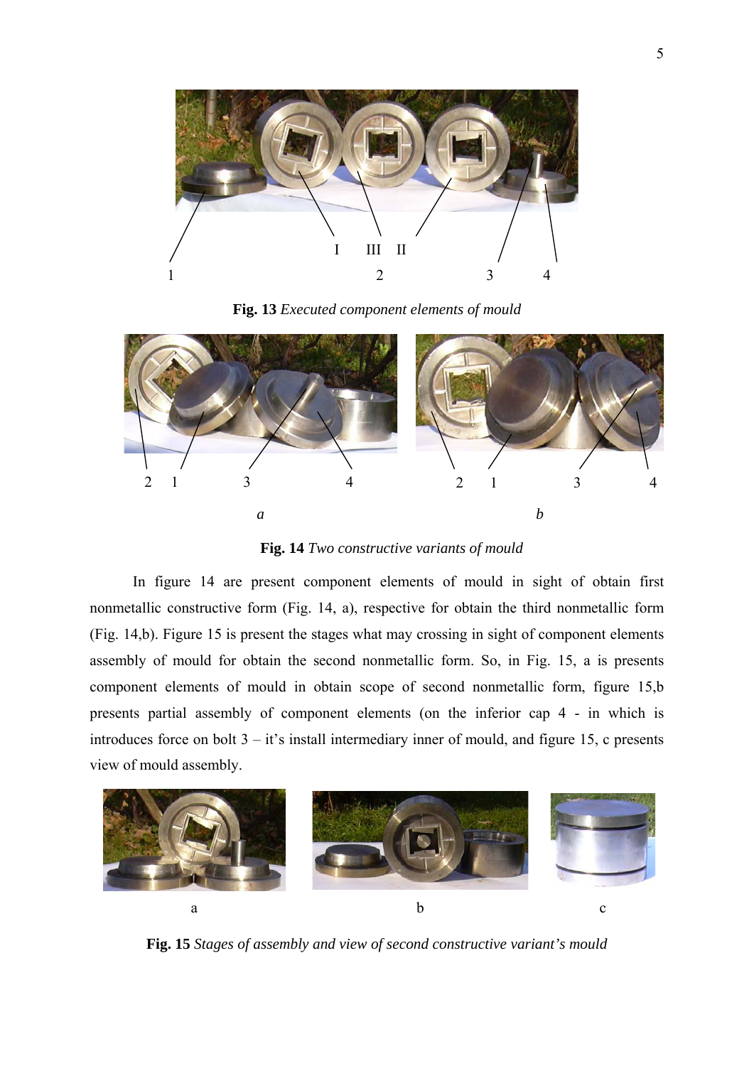**Fig. 13** *Executed component elements of mould*

**Fig. 14** *Two constructive variants of mould*

In figure 14 are present component elements of mould in sight of obtain first nonmetallic constructive form (Fig. 14, a), respective for obtain the third nonmetallic form (Fig. 14,b). Figure 15 is present the stages what may crossing in sight of component elements assembly of mould for obtain the second nonmetallic form. So, in Fig. 15, a is presents component elements of mould in obtain scope of second nonmetallic form, figure 15,b presents partial assembly of component elements (on the inferior cap 4 - in which is introduces force on bolt 3 – it's install intermediary inner of mould, and figure 15, c presents view of mould assembly.

**Fig. 15** *Stages of assembly and view of second constructive variant's mould*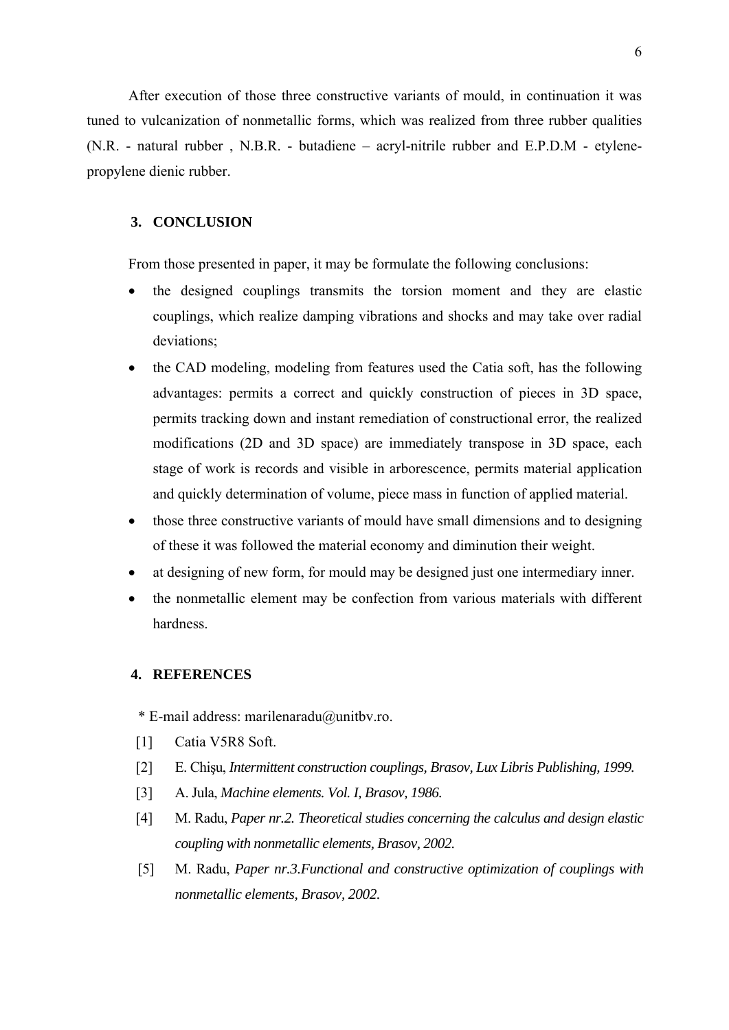After execution of those three constructive variants of mould, in continuation it was tuned to vulcanization of nonmetallic forms, which was realized from three rubber qualities (N.R. - natural rubber , N.B.R. - butadiene – acryl-nitrile rubber and E.P.D.M - etylene-propylene dienic rubber.

## 3. CONCLUSION

From those presented in paper, it may be formulate the following conclusions:

- the designed couplings transmits the torsion moment and they are elastic couplings, which realize damping vibrations and shocks and may take over radial deviations;
- the CAD modeling, modeling from features used the Catia soft, has the following advantages: permits a correct and quickly construction of pieces in 3D space, permits tracking down and instant remediation of constructional error, the realized modifications (2D and 3D space) are immediately transpose in 3D space, each stage of work is records and visible in arborescence, permits material application and quickly determination of volume, piece mass in function of applied material.
- those three constructive variants of mould have small dimensions and to designing of these it was followed the material economy and diminution their weight.
- at designing of new form, for mould may be designed just one intermediary inner.
- the nonmetallic element may be confection from various materials with different hardness.

## 4. REFERENCES

\* E-mail address: marilenaradu@unitbv.ro.

[1] Catia V5R8 Soft.

[2] E. Chişu, *Intermittent construction couplings, Brasov, Lux Libris Publishing, 1999.*

[3] A. Jula, *Machine elements. Vol. I, Brasov, 1986.*

[4] M. Radu, *Paper nr.2. Theoretical studies concerning the calculus and design elastic coupling with nonmetallic elements, Brasov, 2002.*

[5] M. Radu, *Paper nr.3.Functional and constructive optimization of couplings with nonmetallic elements, Brasov, 2002.*